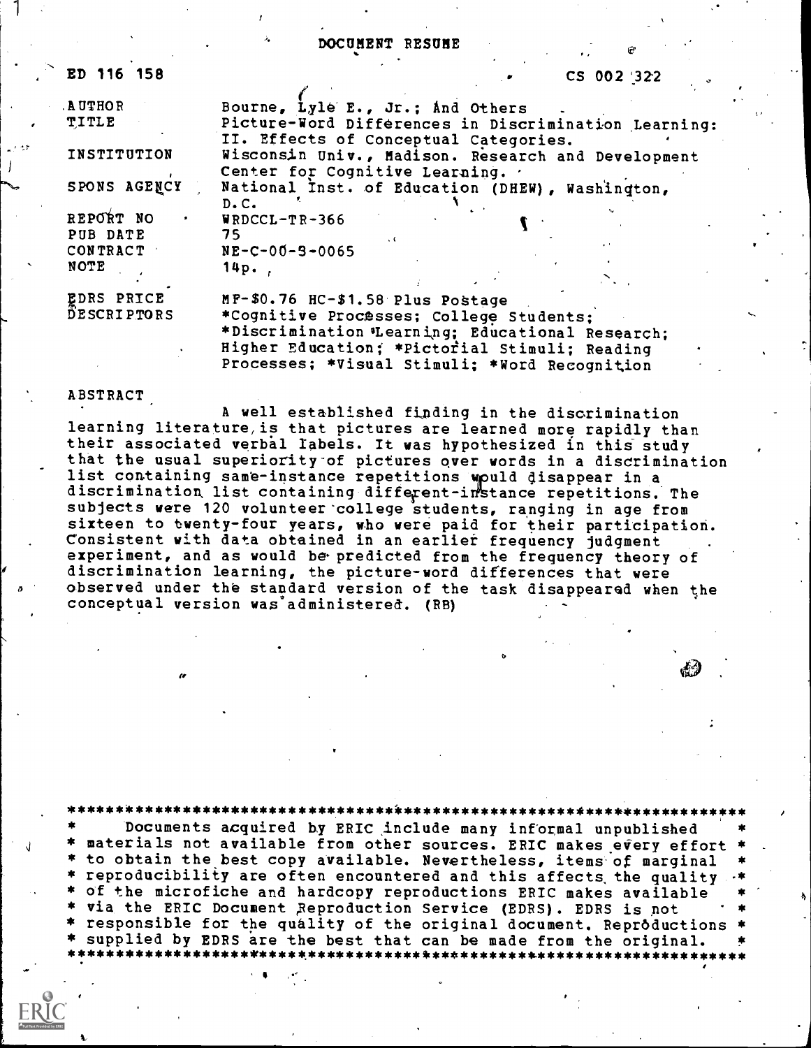# DOCUMENT RESUME

ED 116 158 &nbsp;&nbsp;&nbsp;&nbsp;&nbsp;&nbsp;&nbsp;&nbsp; CS 002 322

| | |
|---|---|
| AUTHOR | Bourne, Lyle E., Jr.; And Others |
| TITLE | Picture-Word Differences in Discrimination Learning: II. Effects of Conceptual Categories. |
| INSTITUTION | Wisconsin Univ., Madison. Research and Development Center for Cognitive Learning. |
| SPONS AGENCY | National Inst. of Education (DHEW), Washington, D.C. |
| REPORT NO | WRDCCL-TR-366 |
| PUB DATE | 75 |
| CONTRACT | NE-C-00-3-0065 |
| NOTE | 14p. |
| EDRS PRICE | MF-$0.76 HC-$1.58 Plus Postage |
| DESCRIPTORS | *Cognitive Processes; College Students; *Discrimination Learning; Educational Research; Higher Education; *Pictorial Stimuli; Reading Processes; *Visual Stimuli; *Word Recognition |

## ABSTRACT

A well established finding in the discrimination learning literature is that pictures are learned more rapidly than their associated verbal labels. It was hypothesized in this study that the usual superiority of pictures over words in a discrimination list containing same-instance repetitions would disappear in a discrimination list containing different-instance repetitions. The subjects were 120 volunteer college students, ranging in age from sixteen to twenty-four years, who were paid for their participation. Consistent with data obtained in an earlier frequency judgment experiment, and as would be predicted from the frequency theory of discrimination learning, the picture-word differences that were observed under the standard version of the task disappeared when the conceptual version was administered. (RB)

***********************************************************************
* Documents acquired by ERIC include many informal unpublished *
* materials not available from other sources. ERIC makes every effort *
* to obtain the best copy available. Nevertheless, items of marginal *
* reproducibility are often encountered and this affects the quality *
* of the microfiche and hardcopy reproductions ERIC makes available *
* via the ERIC Document Reproduction Service (EDRS). EDRS is not *
* responsible for the quality of the original document. Reproductions *
* supplied by EDRS are the best that can be made from the original. *
***********************************************************************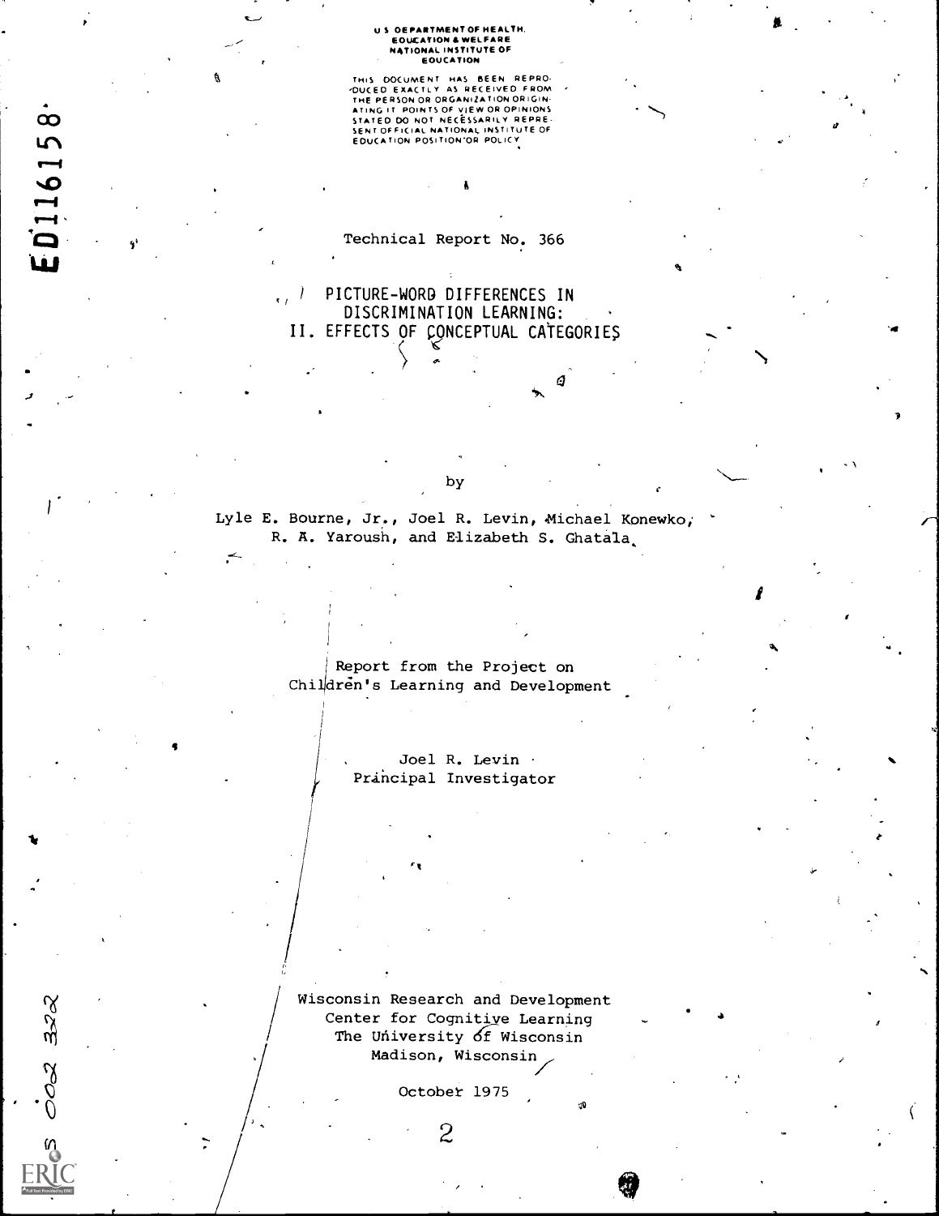U S DEPARTMENT OF HEALTH, EDUCATION & WELFARE
NATIONAL INSTITUTE OF EDUCATION

THIS DOCUMENT HAS BEEN REPRODUCED EXACTLY AS RECEIVED FROM THE PERSON OR ORGANIZATION ORIGINATING IT. POINTS OF VIEW OR OPINIONS STATED DO NOT NECESSARILY REPRESENT OFFICIAL NATIONAL INSTITUTE OF EDUCATION POSITION OR POLICY

ED116158

Technical Report No. 366

# PICTURE-WORD DIFFERENCES IN DISCRIMINATION LEARNING: II. EFFECTS OF CONCEPTUAL CATEGORIES

by

Lyle E. Bourne, Jr., Joel R. Levin, Michael Konewko, R. A. Yaroush, and Elizabeth S. Ghatala

Report from the Project on Children's Learning and Development

Joel R. Levin
Principal Investigator

Wisconsin Research and Development Center for Cognitive Learning
The University of Wisconsin
Madison, Wisconsin

October 1975

S 002 322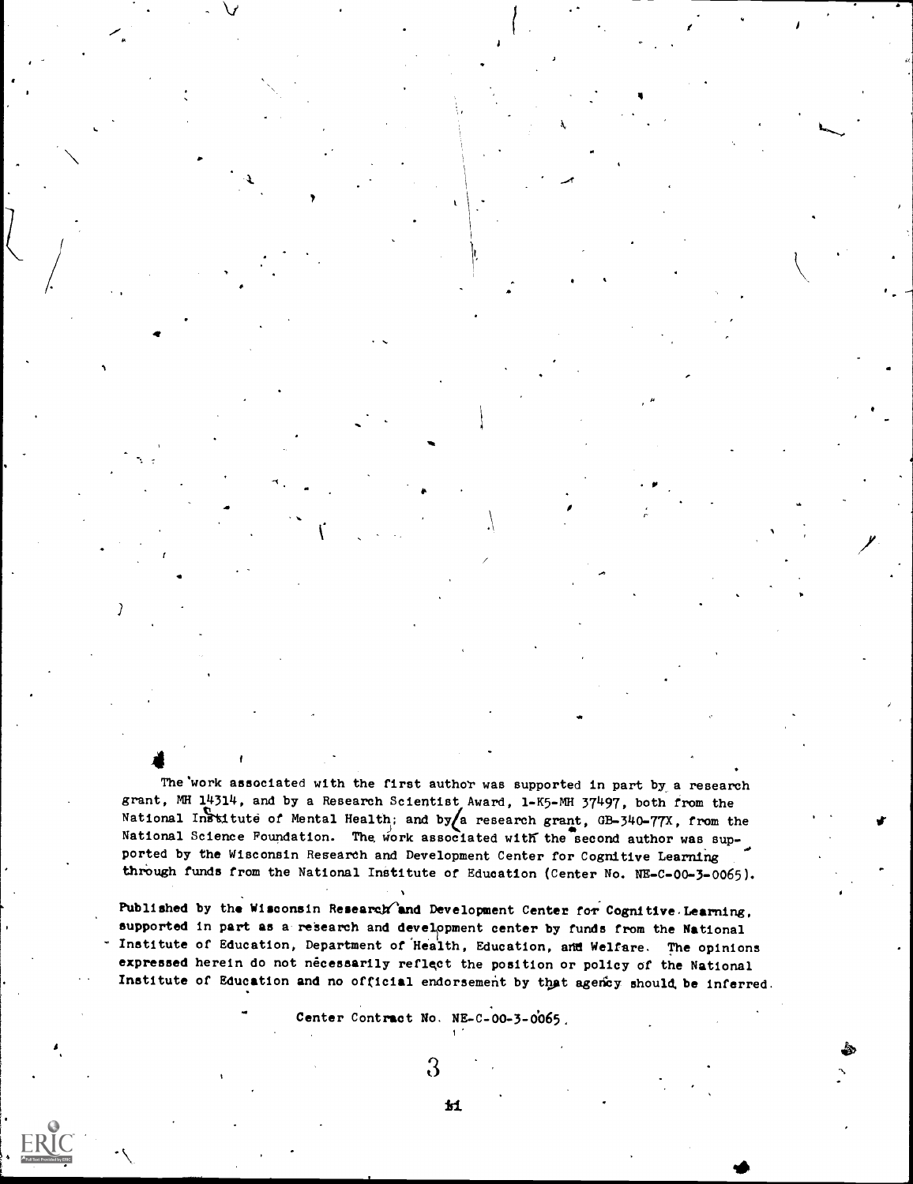The work associated with the first author was supported in part by a research grant, MH 14314, and by a Research Scientist Award, 1-K5-MH 37497, both from the National Institute of Mental Health; and by a research grant, GB-340-77X, from the National Science Foundation. The work associated with the second author was supported by the Wisconsin Research and Development Center for Cognitive Learning through funds from the National Institute of Education (Center No. NE-C-00-3-0065).

Published by the Wisconsin Research and Development Center for Cognitive Learning, supported in part as a research and development center by funds from the National Institute of Education, Department of Health, Education, and Welfare. The opinions expressed herein do not necessarily reflect the position or policy of the National Institute of Education and no official endorsement by that agency should be inferred.

Center Contract No. NE-C-00-3-0065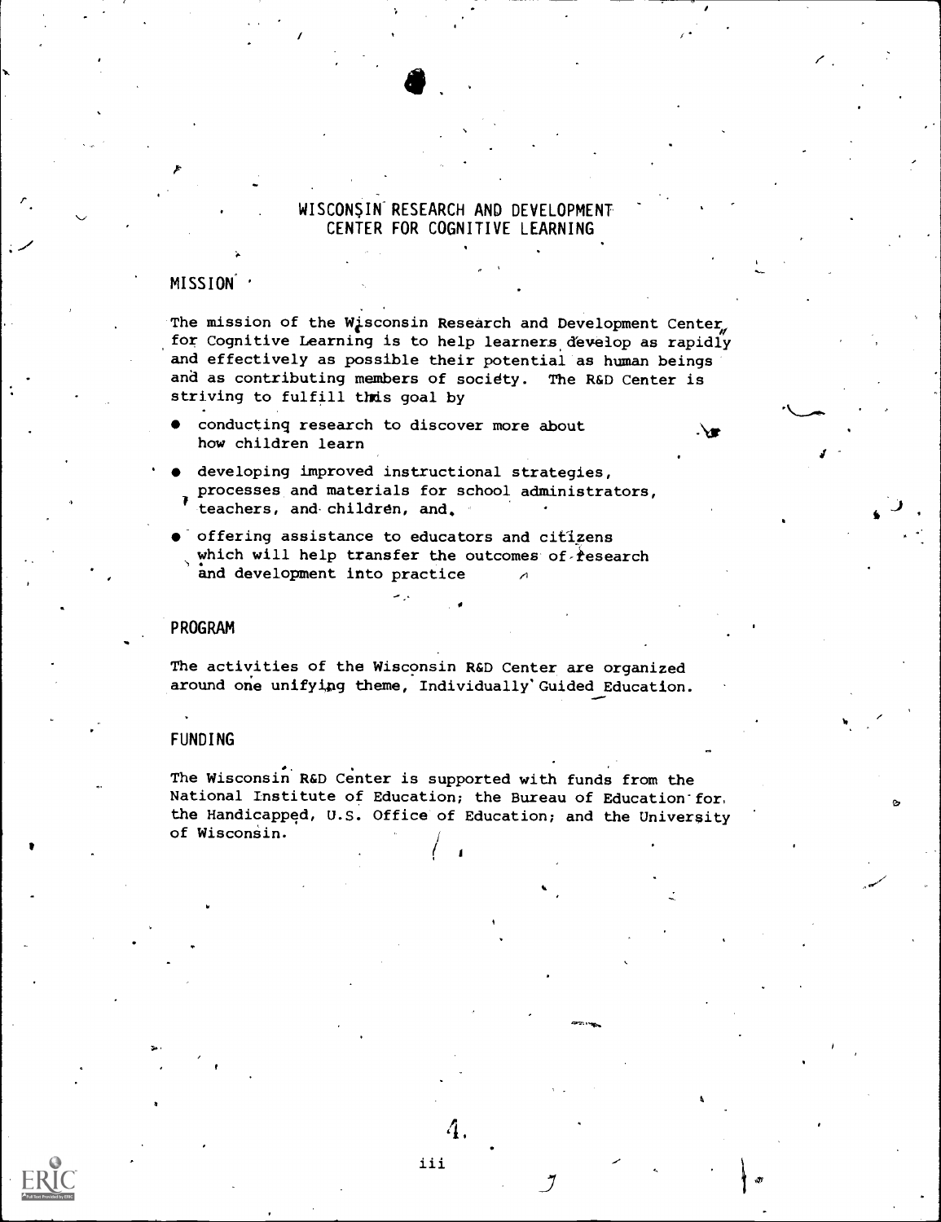# WISCONSIN RESEARCH AND DEVELOPMENT CENTER FOR COGNITIVE LEARNING

## MISSION

The mission of the Wisconsin Research and Development Center for Cognitive Learning is to help learners develop as rapidly and effectively as possible their potential as human beings and as contributing members of society. The R&D Center is striving to fulfill this goal by

- conducting research to discover more about how children learn
- developing improved instructional strategies, processes and materials for school administrators, teachers, and children, and
- offering assistance to educators and citizens which will help transfer the outcomes of research and development into practice

## PROGRAM

The activities of the Wisconsin R&D Center are organized around one unifying theme, Individually Guided Education.

## FUNDING

The Wisconsin R&D Center is supported with funds from the National Institute of Education; the Bureau of Education for the Handicapped, U.S. Office of Education; and the University of Wisconsin.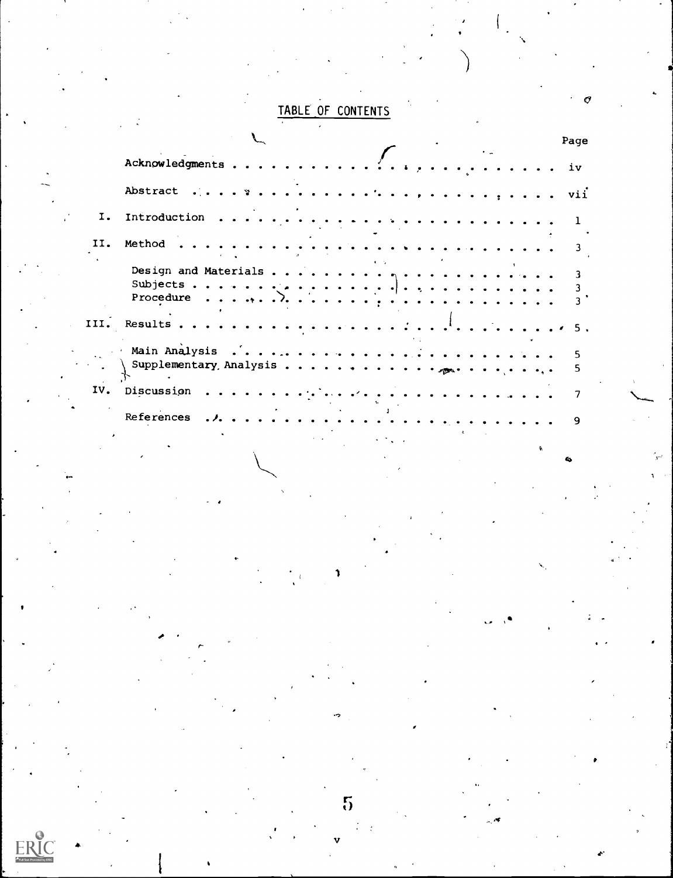# TABLE OF CONTENTS

| | | Page |
|---|---|---|
| | Acknowledgments | iv |
| | Abstract | vii |
| I. | Introduction | 1 |
| II. | Method | 3 |
| | Design and Materials | 3 |
| | Subjects | 3 |
| | Procedure | 3 |
| III. | Results | 5 |
| | Main Analysis | 5 |
| | Supplementary Analysis | 5 |
| IV. | Discussion | 7 |
| | References | 9 |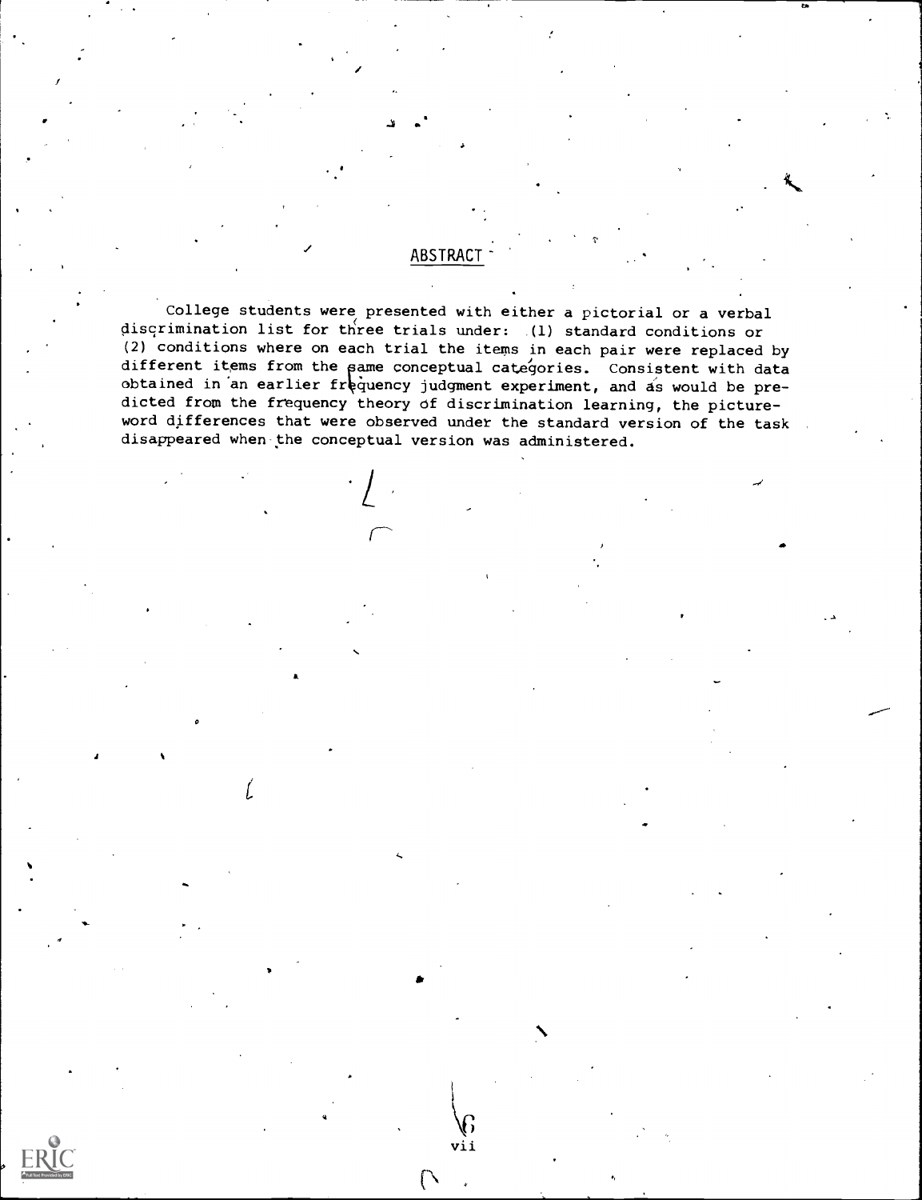## ABSTRACT

College students were presented with either a pictorial or a verbal discrimination list for three trials under: (1) standard conditions or (2) conditions where on each trial the items in each pair were replaced by different items from the same conceptual categories. Consistent with data obtained in an earlier frequency judgment experiment, and as would be predicted from the frequency theory of discrimination learning, the picture-word differences that were observed under the standard version of the task disappeared when the conceptual version was administered.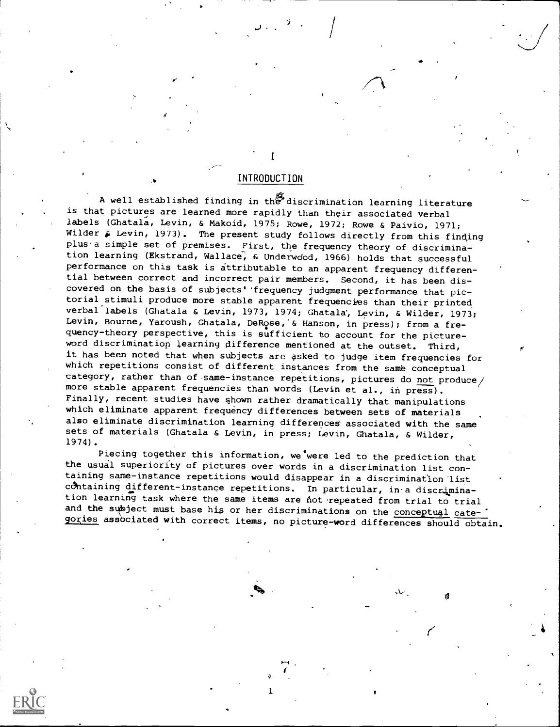# I

## INTRODUCTION

A well established finding in the discrimination learning literature is that pictures are learned more rapidly than their associated verbal labels (Ghatala, Levin, & Makoid, 1975; Rowe, 1972; Rowe & Paivio, 1971; Wilder & Levin, 1973). The present study follows directly from this finding plus a simple set of premises. First, the frequency theory of discrimination learning (Ekstrand, Wallace, & Underwood, 1966) holds that successful performance on this task is attributable to an apparent frequency differential between correct and incorrect pair members. Second, it has been discovered on the basis of subjects' frequency judgment performance that pictorial stimuli produce more stable apparent frequencies than their printed verbal labels (Ghatala & Levin, 1973, 1974; Ghatala, Levin, & Wilder, 1973; Levin, Bourne, Yaroush, Ghatala, DeRose, & Hanson, in press); from a frequency-theory perspective, this is sufficient to account for the picture-word discrimination learning difference mentioned at the outset. Third, it has been noted that when subjects are asked to judge item frequencies for which repetitions consist of different instances from the same conceptual category, rather than of same-instance repetitions, pictures do not produce more stable apparent frequencies than words (Levin et al., in press). Finally, recent studies have shown rather dramatically that manipulations which eliminate apparent frequency differences between sets of materials also eliminate discrimination learning differences associated with the same sets of materials (Ghatala & Levin, in press; Levin, Ghatala, & Wilder, 1974).

Piecing together this information, we were led to the prediction that the usual superiority of pictures over words in a discrimination list containing same-instance repetitions would disappear in a discrimination list containing different-instance repetitions. In particular, in a discrimination learning task where the same items are not repeated from trial to trial and the subject must base his or her discriminations on the conceptual categories associated with correct items, no picture-word differences should obtain.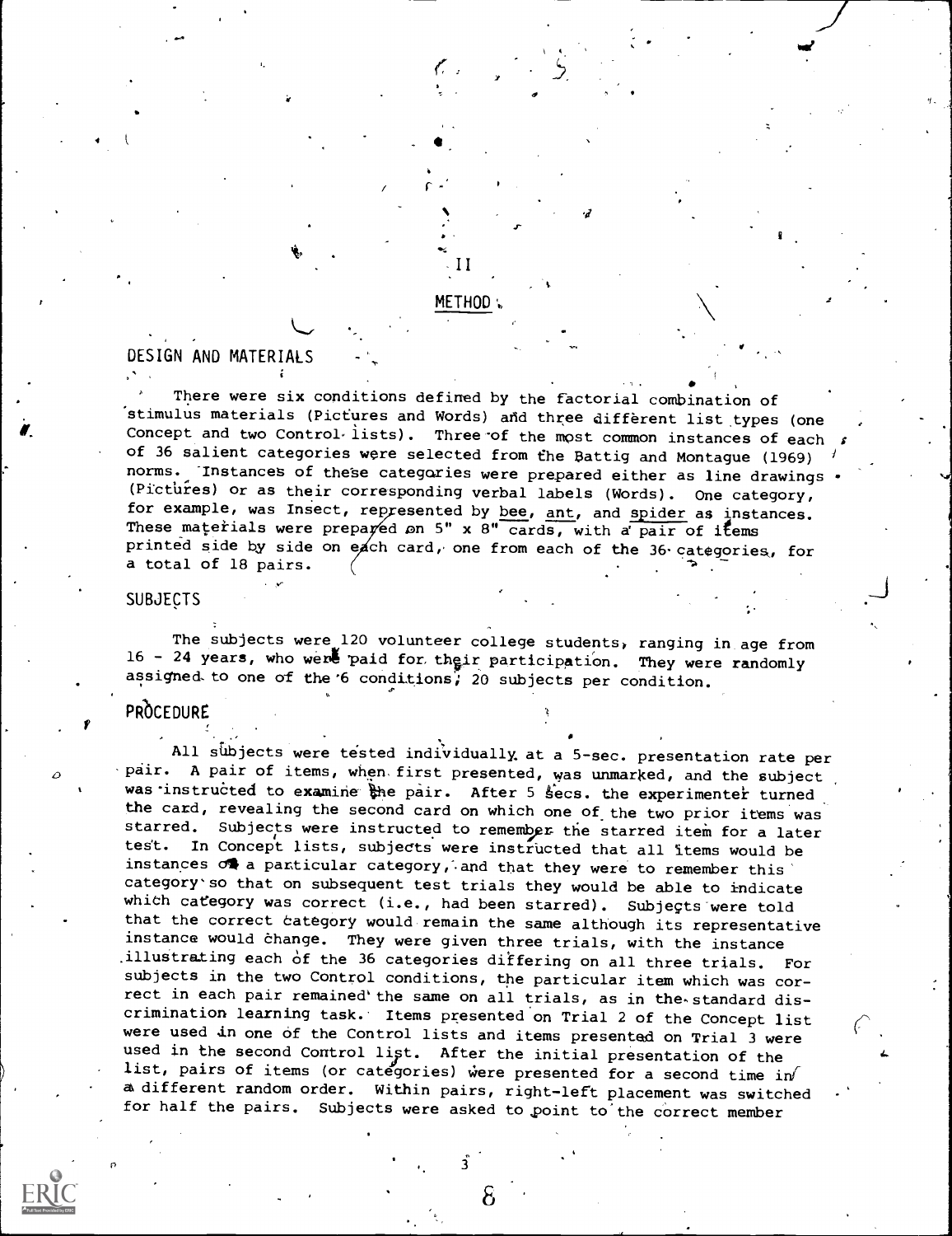## II

## METHOD

### DESIGN AND MATERIALS

There were six conditions defined by the factorial combination of stimulus materials (Pictures and Words) and three different list types (one Concept and two Control lists). Three of the most common instances of each of 36 salient categories were selected from the Battig and Montague (1969) norms. Instances of these categories were prepared either as line drawings (Pictures) or as their corresponding verbal labels (Words). One category, for example, was Insect, represented by bee, ant, and spider as instances. These materials were prepared on 5" x 8" cards, with a pair of items printed side by side on each card, one from each of the 36 categories, for a total of 18 pairs.

### SUBJECTS

The subjects were 120 volunteer college students, ranging in age from 16 - 24 years, who were paid for their participation. They were randomly assigned to one of the 6 conditions; 20 subjects per condition.

### PROCEDURE

All subjects were tested individually at a 5-sec. presentation rate per pair. A pair of items, when first presented, was unmarked, and the subject was instructed to examine the pair. After 5 secs. the experimenter turned the card, revealing the second card on which one of the two prior items was starred. Subjects were instructed to remember the starred item for a later test. In Concept lists, subjects were instructed that all items would be instances of a particular category, and that they were to remember this category so that on subsequent test trials they would be able to indicate which category was correct (i.e., had been starred). Subjects were told that the correct category would remain the same although its representative instance would change. They were given three trials, with the instance illustrating each of the 36 categories differing on all three trials. For subjects in the two Control conditions, the particular item which was correct in each pair remained the same on all trials, as in the standard discrimination learning task. Items presented on Trial 2 of the Concept list were used in one of the Control lists and items presented on Trial 3 were used in the second Control list. After the initial presentation of the list, pairs of items (or categories) were presented for a second time in a different random order. Within pairs, right-left placement was switched for half the pairs. Subjects were asked to point to the correct member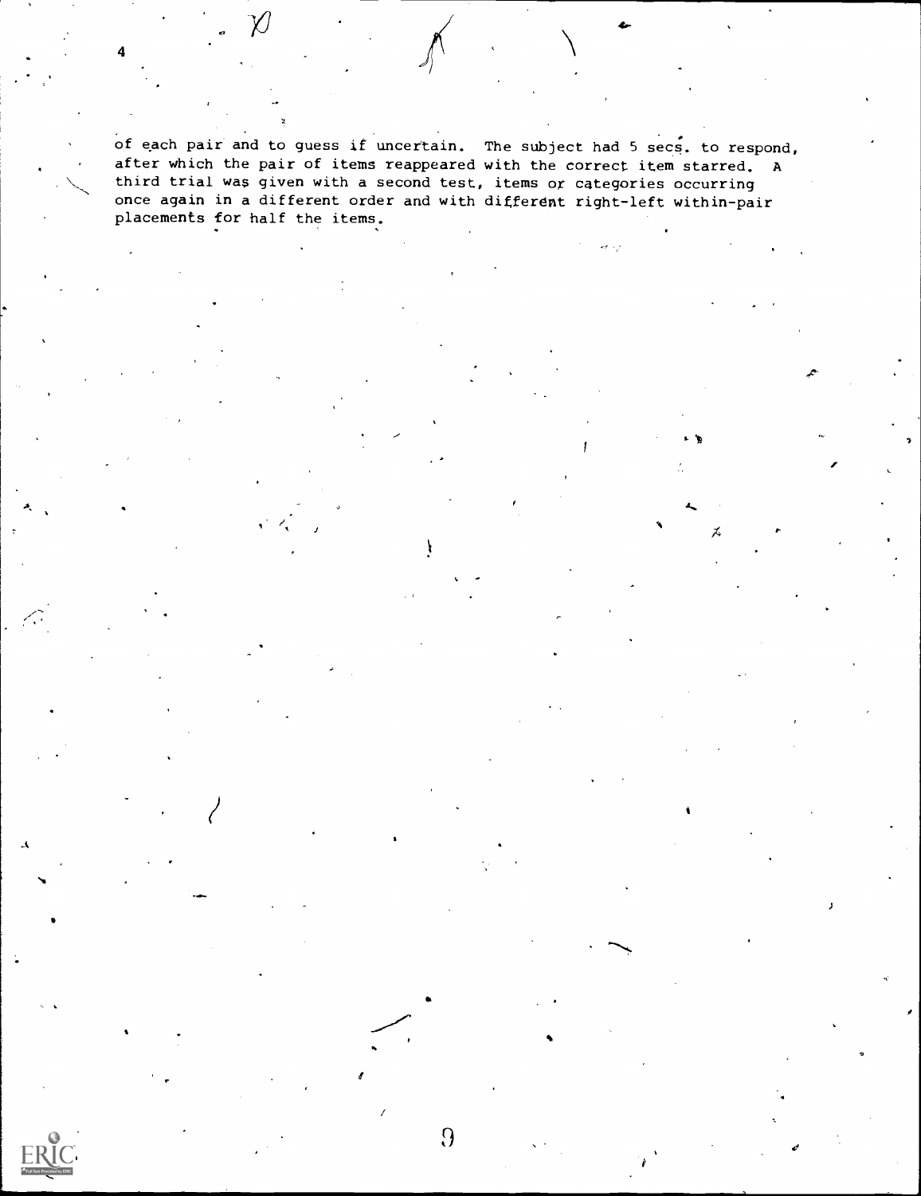of each pair and to guess if uncertain. The subject had 5 secs. to respond, after which the pair of items reappeared with the correct item starred. A third trial was given with a second test, items or categories occurring once again in a different order and with different right-left within-pair placements for half the items.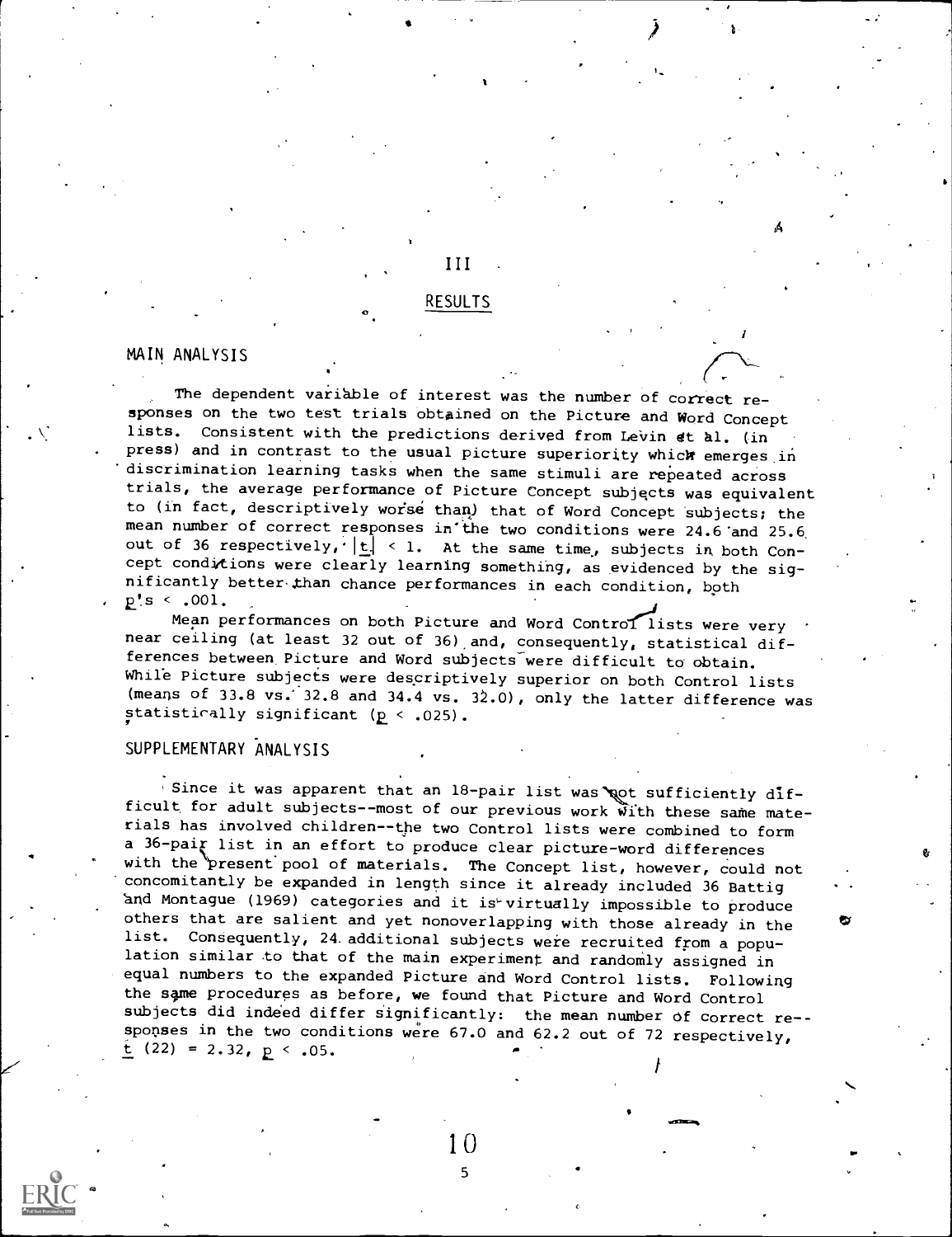# III

# RESULTS

## MAIN ANALYSIS

The dependent variable of interest was the number of correct responses on the two test trials obtained on the Picture and Word Concept lists. Consistent with the predictions derived from Levin et al. (in press) and in contrast to the usual picture superiority which emerges in discrimination learning tasks when the same stimuli are repeated across trials, the average performance of Picture Concept subjects was equivalent to (in fact, descriptively worse than) that of Word Concept subjects; the mean number of correct responses in the two conditions were 24.6 and 25.6 out of 36 respectively, $|t| < 1$. At the same time, subjects in both Concept conditions were clearly learning something, as evidenced by the significantly better than chance performances in each condition, both $p$'s $< .001$.

Mean performances on both Picture and Word Control lists were very near ceiling (at least 32 out of 36) and, consequently, statistical differences between Picture and Word subjects were difficult to obtain. While Picture subjects were descriptively superior on both Control lists (means of 33.8 vs. 32.8 and 34.4 vs. 32.0), only the latter difference was statistically significant ($p < .025$).

## SUPPLEMENTARY ANALYSIS

Since it was apparent that an 18-pair list was not sufficiently difficult for adult subjects--most of our previous work with these same materials has involved children--the two Control lists were combined to form a 36-pair list in an effort to produce clear picture-word differences with the present pool of materials. The Concept list, however, could not concomitantly be expanded in length since it already included 36 Battig and Montague (1969) categories and it is virtually impossible to produce others that are salient and yet nonoverlapping with those already in the list. Consequently, 24 additional subjects were recruited from a population similar to that of the main experiment and randomly assigned in equal numbers to the expanded Picture and Word Control lists. Following the same procedures as before, we found that Picture and Word Control subjects did indeed differ significantly: the mean number of correct responses in the two conditions were 67.0 and 62.2 out of 72 respectively, $t\ (22) = 2.32$, $p < .05$.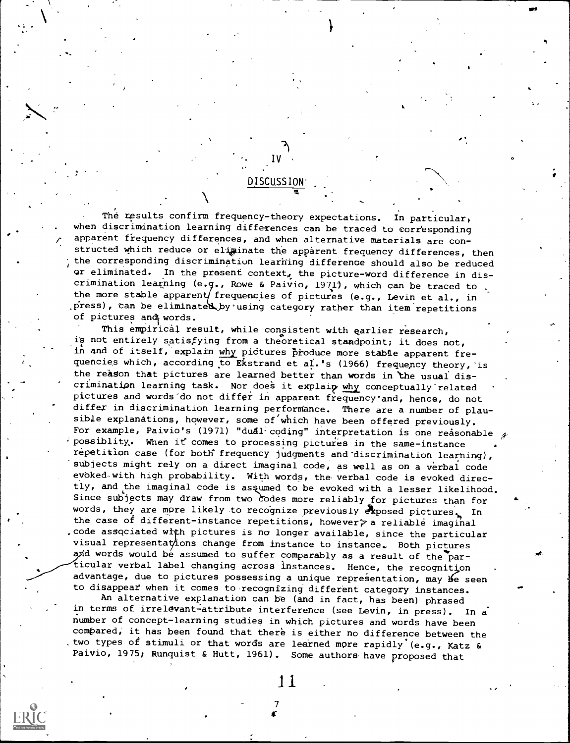## IV

## DISCUSSION

The results confirm frequency-theory expectations. In particular, when discrimination learning differences can be traced to corresponding apparent frequency differences, and when alternative materials are constructed which reduce or eliminate the apparent frequency differences, then the corresponding discrimination learning difference should also be reduced or eliminated. In the present context, the picture-word difference in discrimination learning (e.g., Rowe & Paivio, 1971), which can be traced to the more stable apparent frequencies of pictures (e.g., Levin et al., in press), can be eliminated by using category rather than item repetitions of pictures and words.

This empirical result, while consistent with earlier research, is not entirely satisfying from a theoretical standpoint; it does not, in and of itself, explain _why_ pictures produce more stable apparent frequencies which, according to Ekstrand et al.'s (1966) frequency theory, is the reason that pictures are learned better than words in the usual discrimination learning task. Nor does it explain _why_ conceptually related pictures and words do not differ in apparent frequency and, hence, do not differ in discrimination learning performance. There are a number of plausible explanations, however, some of which have been offered previously. For example, Paivio's (1971) "dual coding" interpretation is one reasonable possiblity. When it comes to processing pictures in the same-instance repetition case (for both frequency judgments and discrimination learning), subjects might rely on a direct imaginal code, as well as on a verbal code evoked with high probability. With words, the verbal code is evoked directly, and the imaginal code is assumed to be evoked with a lesser likelihood. Since subjects may draw from two codes more reliably for pictures than for words, they are more likely to recognize previously exposed pictures. In the case of different-instance repetitions, however, a reliable imaginal code associated with pictures is no longer available, since the particular visual representations change from instance to instance. Both pictures and words would be assumed to suffer comparably as a result of the particular verbal label changing across instances. Hence, the recognition advantage, due to pictures possessing a unique representation, may be seen to disappear when it comes to recognizing different category instances.

An alternative explanation can be (and in fact, has been) phrased in terms of irrelevant-attribute interference (see Levin, in press). In a number of concept-learning studies in which pictures and words have been compared, it has been found that there is either no difference between the two types of stimuli or that words are learned more rapidly (e.g., Katz & Paivio, 1975; Runquist & Hutt, 1961). Some authors have proposed that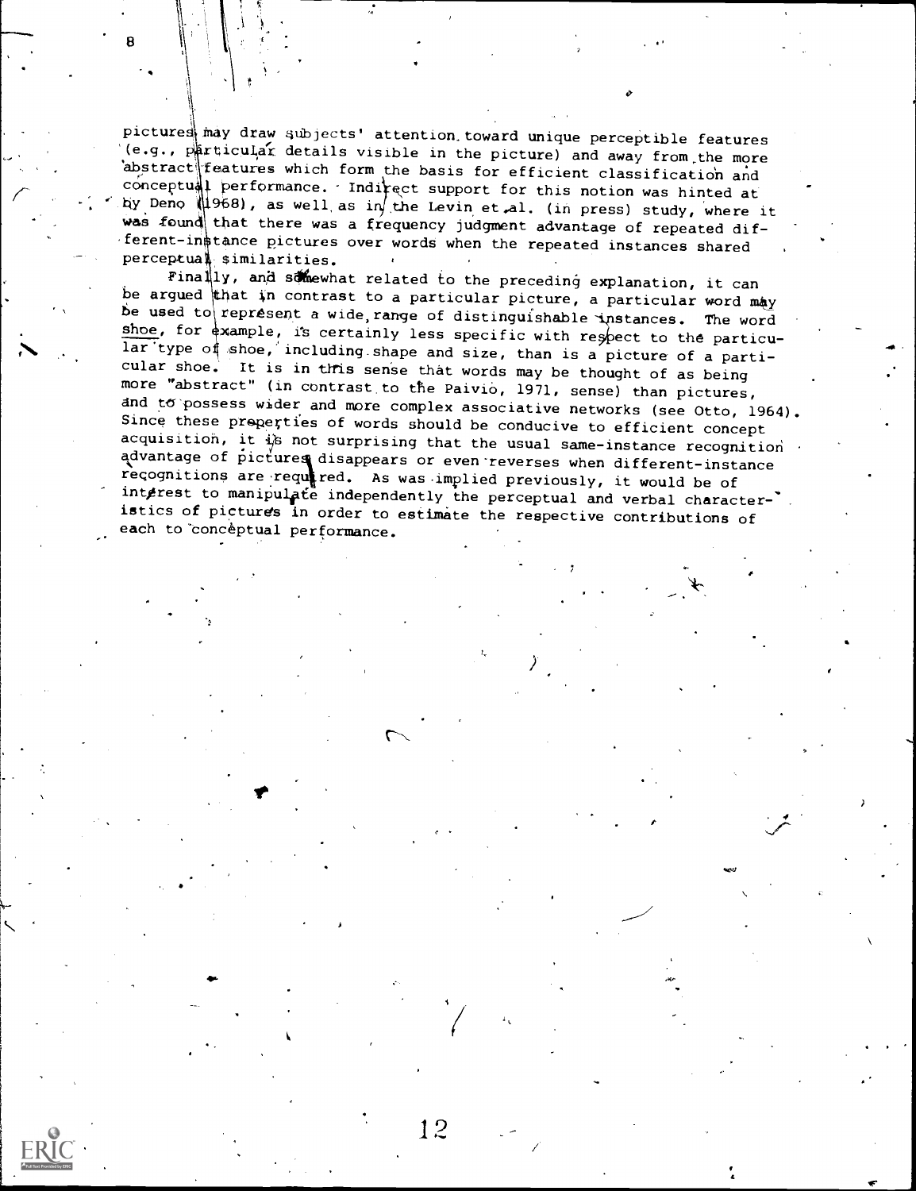pictures may draw subjects' attention toward unique perceptible features (e.g., particular details visible in the picture) and away from the more abstract features which form the basis for efficient classification and conceptual performance. Indirect support for this notion was hinted at by Deno (1968), as well as in the Levin et al. (in press) study, where it was found that there was a frequency judgment advantage of repeated different-instance pictures over words when the repeated instances shared perceptual similarities.

Finally, and somewhat related to the preceding explanation, it can be argued that in contrast to a particular picture, a particular word may be used to represent a wide range of distinguishable instances. The word <u>shoe</u>, for example, is certainly less specific with respect to the particular type of shoe, including shape and size, than is a picture of a particular shoe. It is in this sense that words may be thought of as being more "abstract" (in contrast to the Paivio, 1971, sense) than pictures, and to possess wider and more complex associative networks (see Otto, 1964). Since these properties of words should be conducive to efficient concept acquisition, it is not surprising that the usual same-instance recognition advantage of pictures disappears or even reverses when different-instance recognitions are required. As was implied previously, it would be of interest to manipulate independently the perceptual and verbal characteristics of pictures in order to estimate the respective contributions of each to conceptual performance.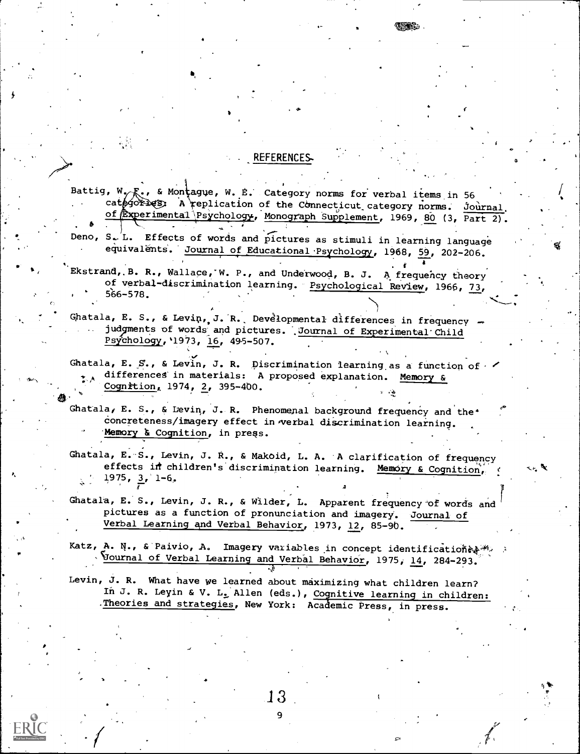## REFERENCES

Battig, W. F., & Montague, W. E. Category norms for verbal items in 56 categories: A replication of the Connecticut category norms. Journal of Experimental Psychology, Monograph Supplement, 1969, 80 (3, Part 2).

Deno, S. L. Effects of words and pictures as stimuli in learning language equivalents. Journal of Educational Psychology, 1968, 59, 202-206.

Ekstrand, B. R., Wallace, W. P., and Underwood, B. J. A frequency theory of verbal-discrimination learning. Psychological Review, 1966, 73, 566-578.

Ghatala, E. S., & Levin, J. R. Developmental differences in frequency judgments of words and pictures. Journal of Experimental Child Psychology, 1973, 16, 495-507.

Ghatala, E. S., & Levin, J. R. Discrimination learning as a function of differences in materials: A proposed explanation. Memory & Cognition, 1974, 2, 395-400.

Ghatala, E. S., & Levin, J. R. Phenomenal background frequency and the concreteness/imagery effect in verbal discrimination learning. Memory & Cognition, in press.

Ghatala, E. S., Levin, J. R., & Makoid, L. A. A clarification of frequency effects in children's discrimination learning. Memory & Cognition, 1975, 3, 1-6.

Ghatala, E. S., Levin, J. R., & Wilder, L. Apparent frequency of words and pictures as a function of pronunciation and imagery. Journal of Verbal Learning and Verbal Behavior, 1973, 12, 85-90.

Katz, A. N., & Paivio, A. Imagery variables in concept identification. Journal of Verbal Learning and Verbal Behavior, 1975, 14, 284-293.

Levin, J. R. What have we learned about maximizing what children learn? In J. R. Levin & V. L. Allen (eds.), Cognitive learning in children: Theories and strategies, New York: Academic Press, in press.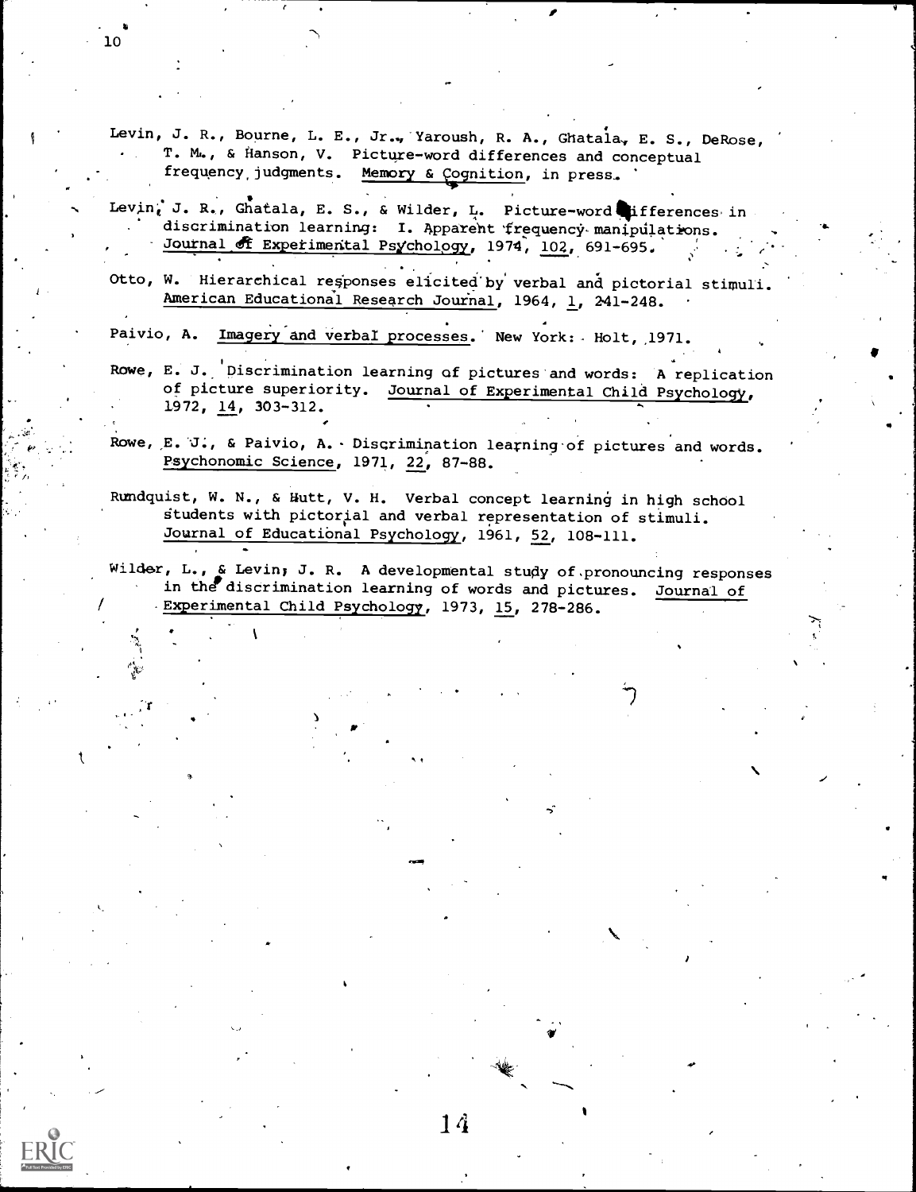Levin, J. R., Bourne, L. E., Jr., Yaroush, R. A., Ghatala, E. S., DeRose, T. M., & Hanson, V. Picture-word differences and conceptual frequency judgments. Memory & Cognition, in press.

Levin, J. R., Ghatala, E. S., & Wilder, L. Picture-word differences in discrimination learning: I. Apparent frequency manipulations. Journal of Experimental Psychology, 1974, 102, 691-695.

Otto, W. Hierarchical responses elicited by verbal and pictorial stimuli. American Educational Research Journal, 1964, 1, 241-248.

Paivio, A. Imagery and verbal processes. New York: Holt, 1971.

Rowe, E. J. Discrimination learning of pictures and words: A replication of picture superiority. Journal of Experimental Child Psychology, 1972, 14, 303-312.

Rowe, E. J., & Paivio, A. Discrimination learning of pictures and words. Psychonomic Science, 1971, 22, 87-88.

Rundquist, W. N., & Hutt, V. H. Verbal concept learning in high school students with pictorial and verbal representation of stimuli. Journal of Educational Psychology, 1961, 52, 108-111.

Wilder, L., & Levin, J. R. A developmental study of pronouncing responses in the discrimination learning of words and pictures. Journal of Experimental Child Psychology, 1973, 15, 278-286.